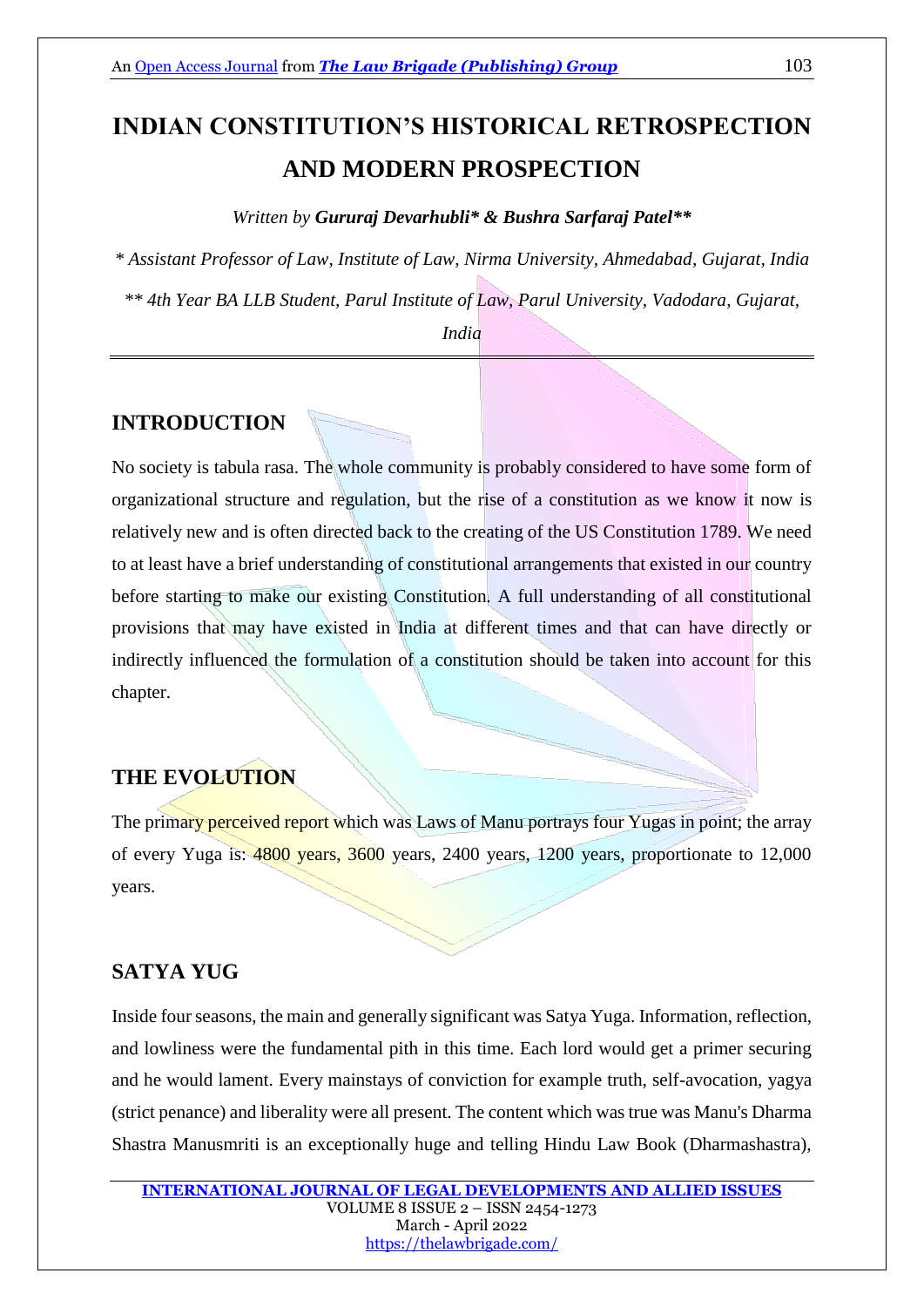# INDIAN CONSTITUTION'S HISTORICAL RETROSPECTION AND MODERN PROSPECTION

*Written by* ***Gururaj Devarhubli\* & Bushra Sarfaraj Patel\*\****

*\* Assistant Professor of Law, Institute of Law, Nirma University, Ahmedabad, Gujarat, India*

*\*\* 4th Year BA LLB Student, Parul Institute of Law, Parul University, Vadodara, Gujarat, India*

---

## INTRODUCTION

No society is tabula rasa. The whole community is probably considered to have some form of organizational structure and regulation, but the rise of a constitution as we know it now is relatively new and is often directed back to the creating of the US Constitution 1789. We need to at least have a brief understanding of constitutional arrangements that existed in our country before starting to make our existing Constitution. A full understanding of all constitutional provisions that may have existed in India at different times and that can have directly or indirectly influenced the formulation of a constitution should be taken into account for this chapter.

## THE EVOLUTION

The primary perceived report which was Laws of Manu portrays four Yugas in point; the array of every Yuga is: 4800 years, 3600 years, 2400 years, 1200 years, proportionate to 12,000 years.

## SATYA YUG

Inside four seasons, the main and generally significant was Satya Yuga. Information, reflection, and lowliness were the fundamental pith in this time. Each lord would get a primer securing and he would lament. Every mainstays of conviction for example truth, self-avocation, yagya (strict penance) and liberality were all present. The content which was true was Manu's Dharma Shastra Manusmriti is an exceptionally huge and telling Hindu Law Book (Dharmashastra),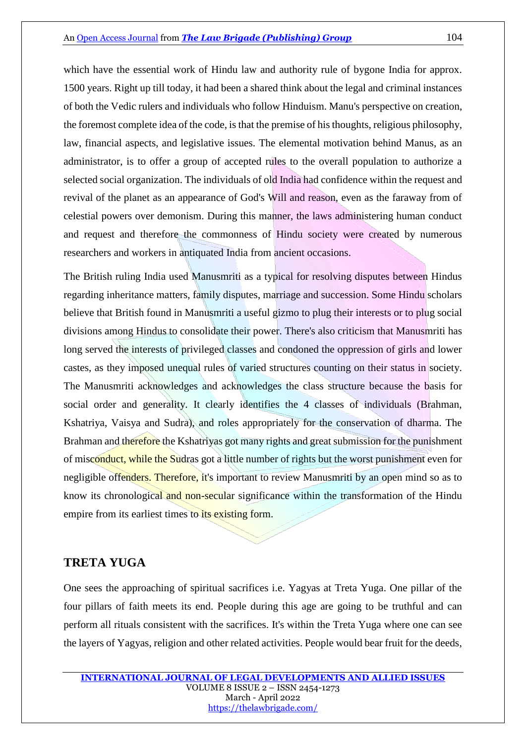which have the essential work of Hindu law and authority rule of bygone India for approx. 1500 years. Right up till today, it had been a shared think about the legal and criminal instances of both the Vedic rulers and individuals who follow Hinduism. Manu's perspective on creation, the foremost complete idea of the code, is that the premise of his thoughts, religious philosophy, law, financial aspects, and legislative issues. The elemental motivation behind Manus, as an administrator, is to offer a group of accepted rules to the overall population to authorize a selected social organization. The individuals of old India had confidence within the request and revival of the planet as an appearance of God's Will and reason, even as the faraway from of celestial powers over demonism. During this manner, the laws administering human conduct and request and therefore the commonness of Hindu society were created by numerous researchers and workers in antiquated India from ancient occasions.

The British ruling India used Manusmriti as a typical for resolving disputes between Hindus regarding inheritance matters, family disputes, marriage and succession. Some Hindu scholars believe that British found in Manusmriti a useful gizmo to plug their interests or to plug social divisions among Hindus to consolidate their power. There's also criticism that Manusmriti has long served the interests of privileged classes and condoned the oppression of girls and lower castes, as they imposed unequal rules of varied structures counting on their status in society. The Manusmriti acknowledges and acknowledges the class structure because the basis for social order and generality. It clearly identifies the 4 classes of individuals (Brahman, Kshatriya, Vaisya and Sudra), and roles appropriately for the conservation of dharma. The Brahman and therefore the Kshatriyas got many rights and great submission for the punishment of misconduct, while the Sudras got a little number of rights but the worst punishment even for negligible offenders. Therefore, it's important to review Manusmriti by an open mind so as to know its chronological and non-secular significance within the transformation of the Hindu empire from its earliest times to its existing form.

## TRETA YUGA

One sees the approaching of spiritual sacrifices i.e. Yagyas at Treta Yuga. One pillar of the four pillars of faith meets its end. People during this age are going to be truthful and can perform all rituals consistent with the sacrifices. It's within the Treta Yuga where one can see the layers of Yagyas, religion and other related activities. People would bear fruit for the deeds,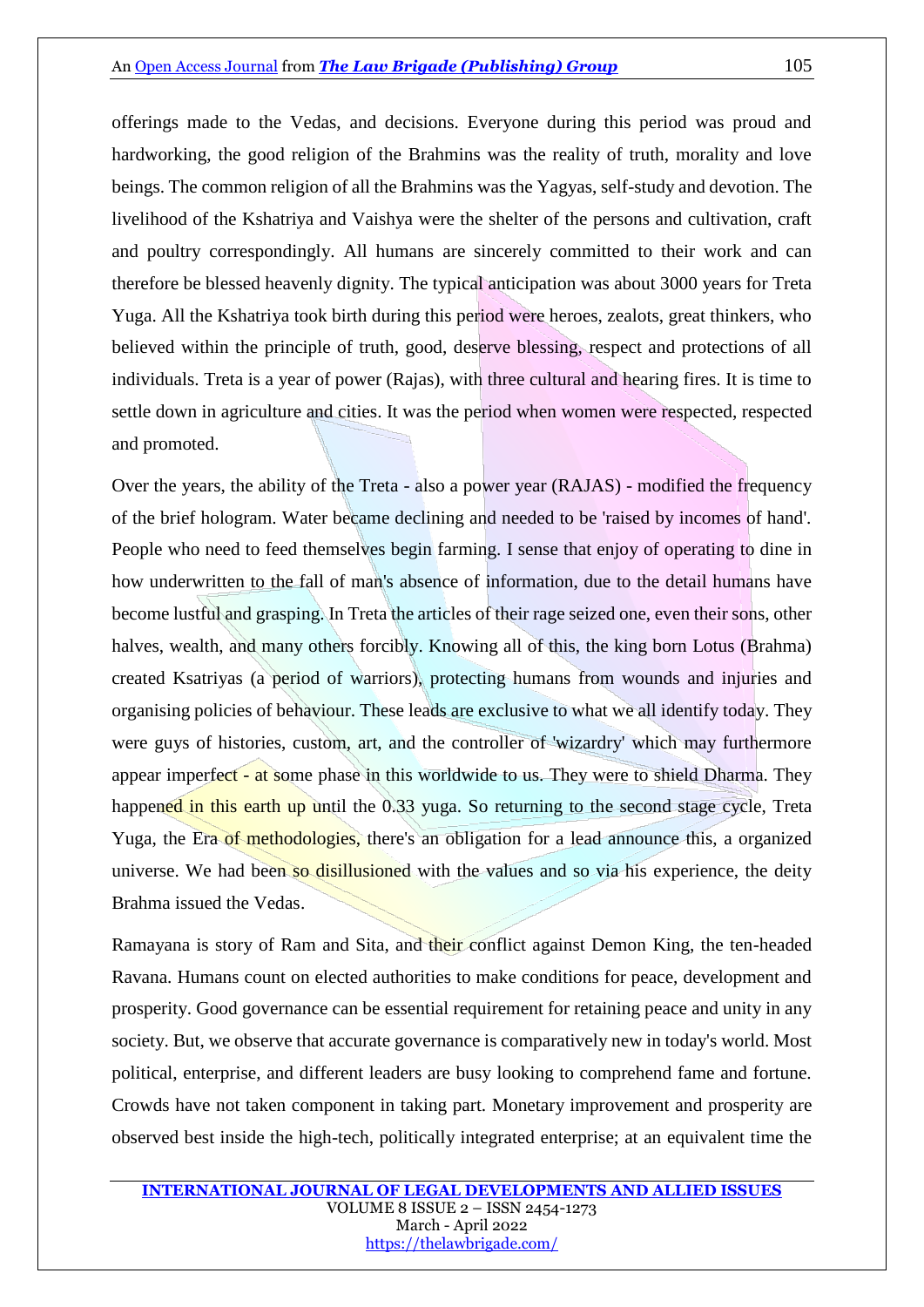offerings made to the Vedas, and decisions. Everyone during this period was proud and hardworking, the good religion of the Brahmins was the reality of truth, morality and love beings. The common religion of all the Brahmins was the Yagyas, self-study and devotion. The livelihood of the Kshatriya and Vaishya were the shelter of the persons and cultivation, craft and poultry correspondingly. All humans are sincerely committed to their work and can therefore be blessed heavenly dignity. The typical anticipation was about 3000 years for Treta Yuga. All the Kshatriya took birth during this period were heroes, zealots, great thinkers, who believed within the principle of truth, good, deserve blessing, respect and protections of all individuals. Treta is a year of power (Rajas), with three cultural and hearing fires. It is time to settle down in agriculture and cities. It was the period when women were respected, respected and promoted.

Over the years, the ability of the Treta - also a power year (RAJAS) - modified the frequency of the brief hologram. Water became declining and needed to be 'raised by incomes of hand'. People who need to feed themselves begin farming. I sense that enjoy of operating to dine in how underwritten to the fall of man's absence of information, due to the detail humans have become lustful and grasping. In Treta the articles of their rage seized one, even their sons, other halves, wealth, and many others forcibly. Knowing all of this, the king born Lotus (Brahma) created Ksatriyas (a period of warriors), protecting humans from wounds and injuries and organising policies of behaviour. These leads are exclusive to what we all identify today. They were guys of histories, custom, art, and the controller of 'wizardry' which may furthermore appear imperfect - at some phase in this worldwide to us. They were to shield Dharma. They happened in this earth up until the 0.33 yuga. So returning to the second stage cycle, Treta Yuga, the Era of methodologies, there's an obligation for a lead announce this, a organized universe. We had been so disillusioned with the values and so via his experience, the deity Brahma issued the Vedas.

Ramayana is story of Ram and Sita, and their conflict against Demon King, the ten-headed Ravana. Humans count on elected authorities to make conditions for peace, development and prosperity. Good governance can be essential requirement for retaining peace and unity in any society. But, we observe that accurate governance is comparatively new in today's world. Most political, enterprise, and different leaders are busy looking to comprehend fame and fortune. Crowds have not taken component in taking part. Monetary improvement and prosperity are observed best inside the high-tech, politically integrated enterprise; at an equivalent time the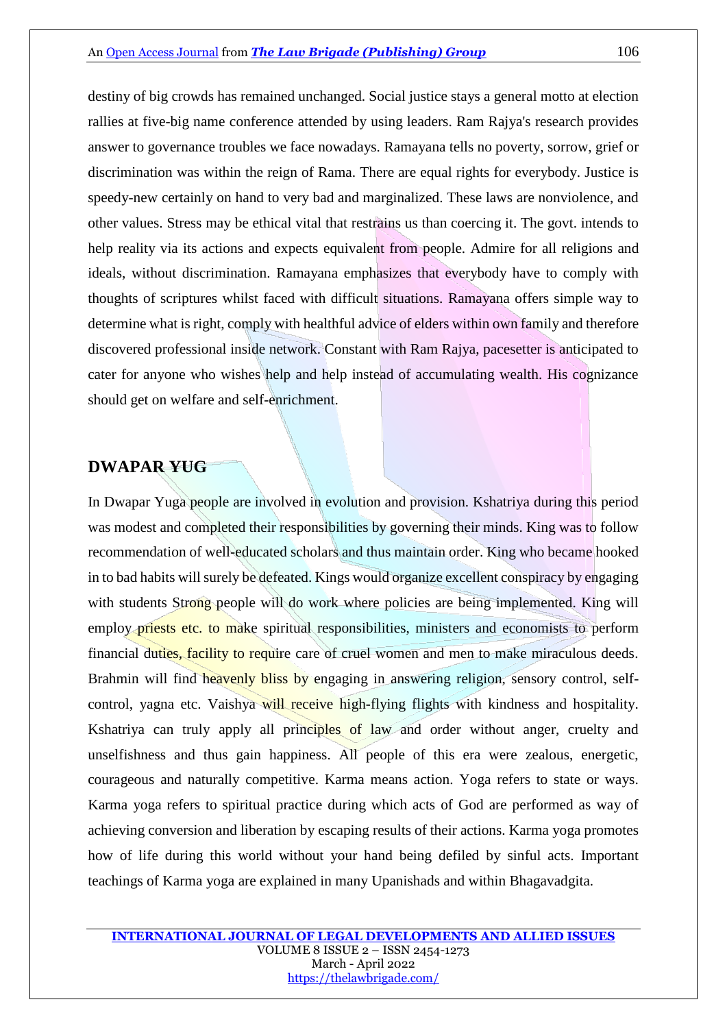destiny of big crowds has remained unchanged. Social justice stays a general motto at election rallies at five-big name conference attended by using leaders. Ram Rajya's research provides answer to governance troubles we face nowadays. Ramayana tells no poverty, sorrow, grief or discrimination was within the reign of Rama. There are equal rights for everybody. Justice is speedy-new certainly on hand to very bad and marginalized. These laws are nonviolence, and other values. Stress may be ethical vital that restrains us than coercing it. The govt. intends to help reality via its actions and expects equivalent from people. Admire for all religions and ideals, without discrimination. Ramayana emphasizes that everybody have to comply with thoughts of scriptures whilst faced with difficult situations. Ramayana offers simple way to determine what is right, comply with healthful advice of elders within own family and therefore discovered professional inside network. Constant with Ram Rajya, pacesetter is anticipated to cater for anyone who wishes help and help instead of accumulating wealth. His cognizance should get on welfare and self-enrichment.

## DWAPAR YUG

In Dwapar Yuga people are involved in evolution and provision. Kshatriya during this period was modest and completed their responsibilities by governing their minds. King was to follow recommendation of well-educated scholars and thus maintain order. King who became hooked in to bad habits will surely be defeated. Kings would organize excellent conspiracy by engaging with students Strong people will do work where policies are being implemented. King will employ priests etc. to make spiritual responsibilities, ministers and economists to perform financial duties, facility to require care of cruel women and men to make miraculous deeds. Brahmin will find heavenly bliss by engaging in answering religion, sensory control, self-control, yagna etc. Vaishya will receive high-flying flights with kindness and hospitality. Kshatriya can truly apply all principles of law and order without anger, cruelty and unselfishness and thus gain happiness. All people of this era were zealous, energetic, courageous and naturally competitive. Karma means action. Yoga refers to state or ways. Karma yoga refers to spiritual practice during which acts of God are performed as way of achieving conversion and liberation by escaping results of their actions. Karma yoga promotes how of life during this world without your hand being defiled by sinful acts. Important teachings of Karma yoga are explained in many Upanishads and within Bhagavadgita.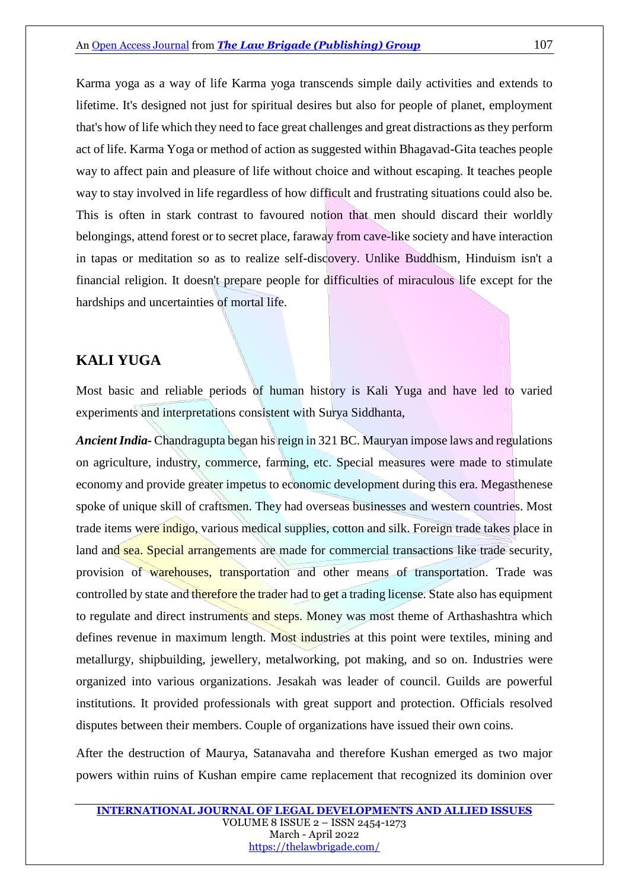Karma yoga as a way of life Karma yoga transcends simple daily activities and extends to lifetime. It's designed not just for spiritual desires but also for people of planet, employment that's how of life which they need to face great challenges and great distractions as they perform act of life. Karma Yoga or method of action as suggested within Bhagavad-Gita teaches people way to affect pain and pleasure of life without choice and without escaping. It teaches people way to stay involved in life regardless of how difficult and frustrating situations could also be. This is often in stark contrast to favoured notion that men should discard their worldly belongings, attend forest or to secret place, faraway from cave-like society and have interaction in tapas or meditation so as to realize self-discovery. Unlike Buddhism, Hinduism isn't a financial religion. It doesn't prepare people for difficulties of miraculous life except for the hardships and uncertainties of mortal life.

## KALI YUGA

Most basic and reliable periods of human history is Kali Yuga and have led to varied experiments and interpretations consistent with Surya Siddhanta,

***Ancient India-*** Chandragupta began his reign in 321 BC. Mauryan impose laws and regulations on agriculture, industry, commerce, farming, etc. Special measures were made to stimulate economy and provide greater impetus to economic development during this era. Megasthenese spoke of unique skill of craftsmen. They had overseas businesses and western countries. Most trade items were indigo, various medical supplies, cotton and silk. Foreign trade takes place in land and sea. Special arrangements are made for commercial transactions like trade security, provision of warehouses, transportation and other means of transportation. Trade was controlled by state and therefore the trader had to get a trading license. State also has equipment to regulate and direct instruments and steps. Money was most theme of Arthashashtra which defines revenue in maximum length. Most industries at this point were textiles, mining and metallurgy, shipbuilding, jewellery, metalworking, pot making, and so on. Industries were organized into various organizations. Jesakah was leader of council. Guilds are powerful institutions. It provided professionals with great support and protection. Officials resolved disputes between their members. Couple of organizations have issued their own coins.

After the destruction of Maurya, Satanavaha and therefore Kushan emerged as two major powers within ruins of Kushan empire came replacement that recognized its dominion over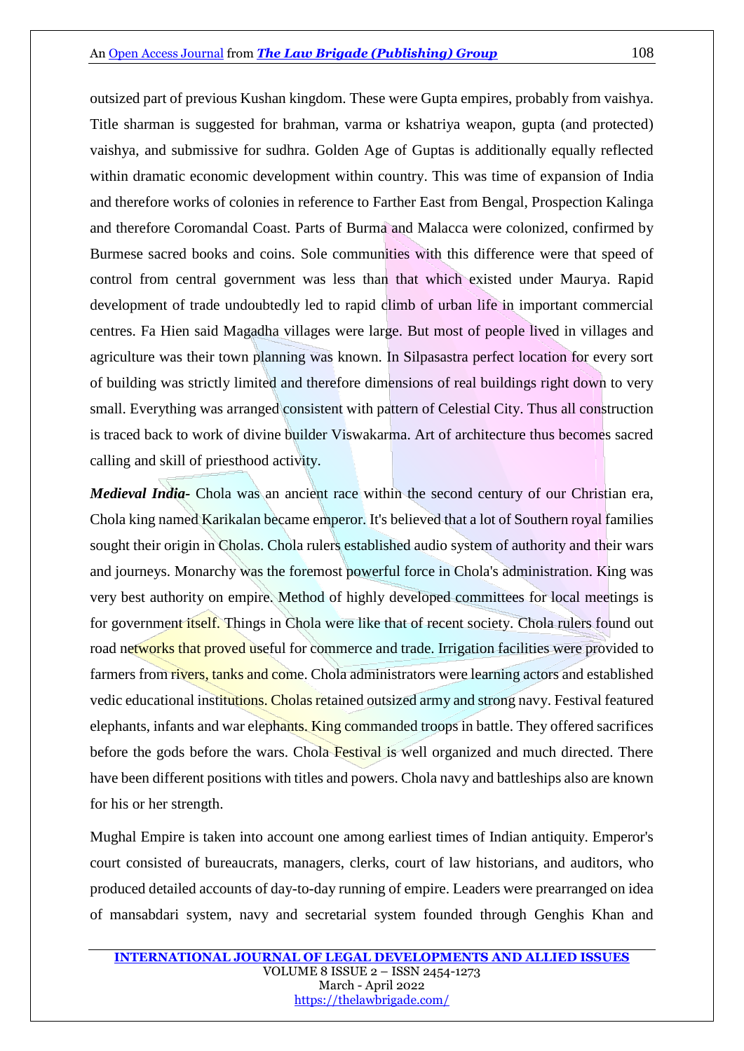outsized part of previous Kushan kingdom. These were Gupta empires, probably from vaishya. Title sharman is suggested for brahman, varma or kshatriya weapon, gupta (and protected) vaishya, and submissive for sudhra. Golden Age of Guptas is additionally equally reflected within dramatic economic development within country. This was time of expansion of India and therefore works of colonies in reference to Farther East from Bengal, Prospection Kalinga and therefore Coromandal Coast. Parts of Burma and Malacca were colonized, confirmed by Burmese sacred books and coins. Sole communities with this difference were that speed of control from central government was less than that which existed under Maurya. Rapid development of trade undoubtedly led to rapid climb of urban life in important commercial centres. Fa Hien said Magadha villages were large. But most of people lived in villages and agriculture was their town planning was known. In Silpasastra perfect location for every sort of building was strictly limited and therefore dimensions of real buildings right down to very small. Everything was arranged consistent with pattern of Celestial City. Thus all construction is traced back to work of divine builder Viswakarma. Art of architecture thus becomes sacred calling and skill of priesthood activity.

***Medieval India-*** Chola was an ancient race within the second century of our Christian era, Chola king named Karikalan became emperor. It's believed that a lot of Southern royal families sought their origin in Cholas. Chola rulers established audio system of authority and their wars and journeys. Monarchy was the foremost powerful force in Chola's administration. King was very best authority on empire. Method of highly developed committees for local meetings is for government itself. Things in Chola were like that of recent society. Chola rulers found out road networks that proved useful for commerce and trade. Irrigation facilities were provided to farmers from rivers, tanks and come. Chola administrators were learning actors and established vedic educational institutions. Cholas retained outsized army and strong navy. Festival featured elephants, infants and war elephants. King commanded troops in battle. They offered sacrifices before the gods before the wars. Chola Festival is well organized and much directed. There have been different positions with titles and powers. Chola navy and battleships also are known for his or her strength.

Mughal Empire is taken into account one among earliest times of Indian antiquity. Emperor's court consisted of bureaucrats, managers, clerks, court of law historians, and auditors, who produced detailed accounts of day-to-day running of empire. Leaders were prearranged on idea of mansabdari system, navy and secretarial system founded through Genghis Khan and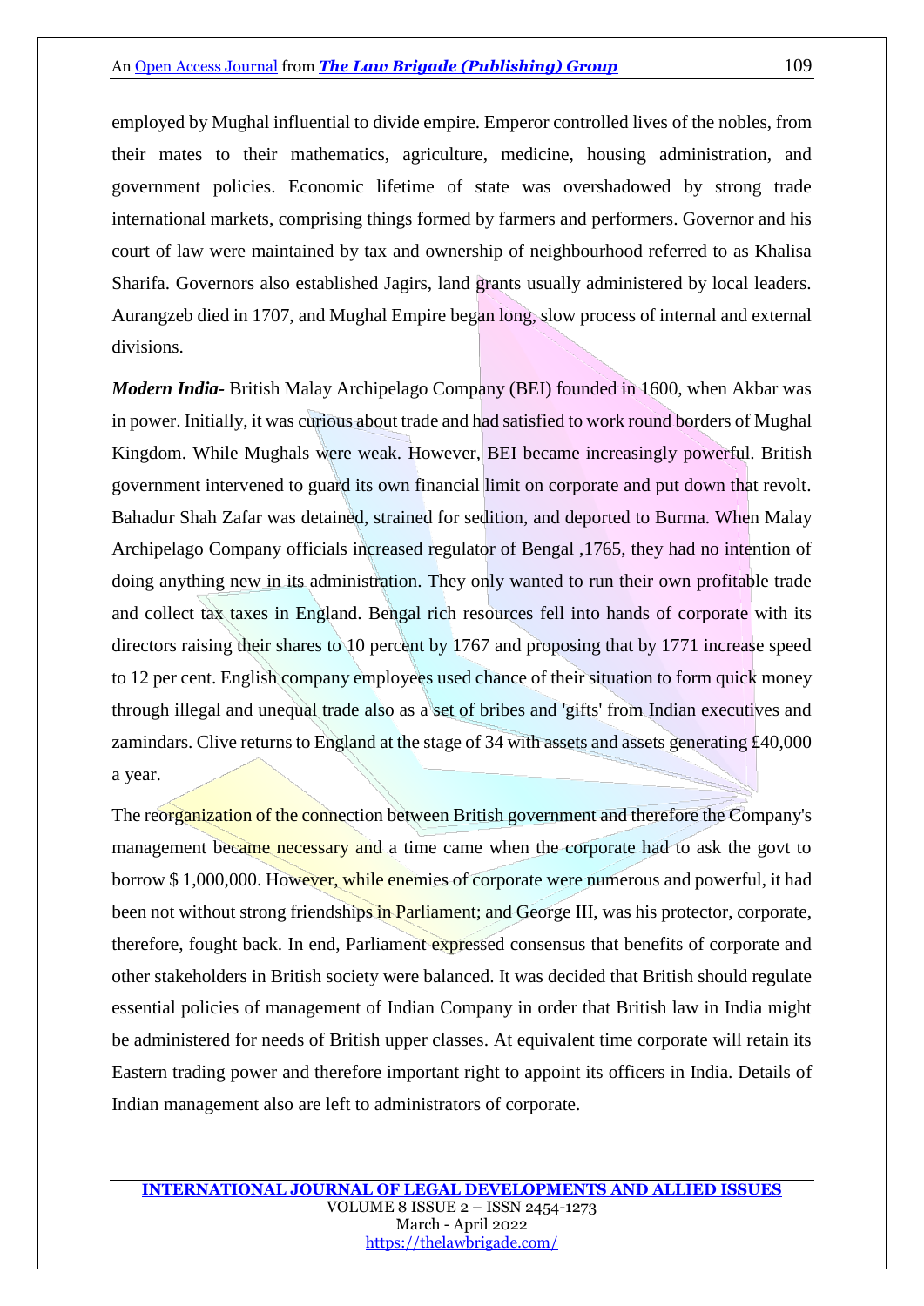employed by Mughal influential to divide empire. Emperor controlled lives of the nobles, from their mates to their mathematics, agriculture, medicine, housing administration, and government policies. Economic lifetime of state was overshadowed by strong trade international markets, comprising things formed by farmers and performers. Governor and his court of law were maintained by tax and ownership of neighbourhood referred to as Khalisa Sharifa. Governors also established Jagirs, land grants usually administered by local leaders. Aurangzeb died in 1707, and Mughal Empire began long, slow process of internal and external divisions.

***Modern India-*** British Malay Archipelago Company (BEI) founded in 1600, when Akbar was in power. Initially, it was curious about trade and had satisfied to work round borders of Mughal Kingdom. While Mughals were weak. However, BEI became increasingly powerful. British government intervened to guard its own financial limit on corporate and put down that revolt. Bahadur Shah Zafar was detained, strained for sedition, and deported to Burma. When Malay Archipelago Company officials increased regulator of Bengal ,1765, they had no intention of doing anything new in its administration. They only wanted to run their own profitable trade and collect tax taxes in England. Bengal rich resources fell into hands of corporate with its directors raising their shares to 10 percent by 1767 and proposing that by 1771 increase speed to 12 per cent. English company employees used chance of their situation to form quick money through illegal and unequal trade also as a set of bribes and 'gifts' from Indian executives and zamindars. Clive returns to England at the stage of 34 with assets and assets generating £40,000 a year.

The reorganization of the connection between British government and therefore the Company's management became necessary and a time came when the corporate had to ask the govt to borrow $ 1,000,000. However, while enemies of corporate were numerous and powerful, it had been not without strong friendships in Parliament; and George III, was his protector, corporate, therefore, fought back. In end, Parliament expressed consensus that benefits of corporate and other stakeholders in British society were balanced. It was decided that British should regulate essential policies of management of Indian Company in order that British law in India might be administered for needs of British upper classes. At equivalent time corporate will retain its Eastern trading power and therefore important right to appoint its officers in India. Details of Indian management also are left to administrators of corporate.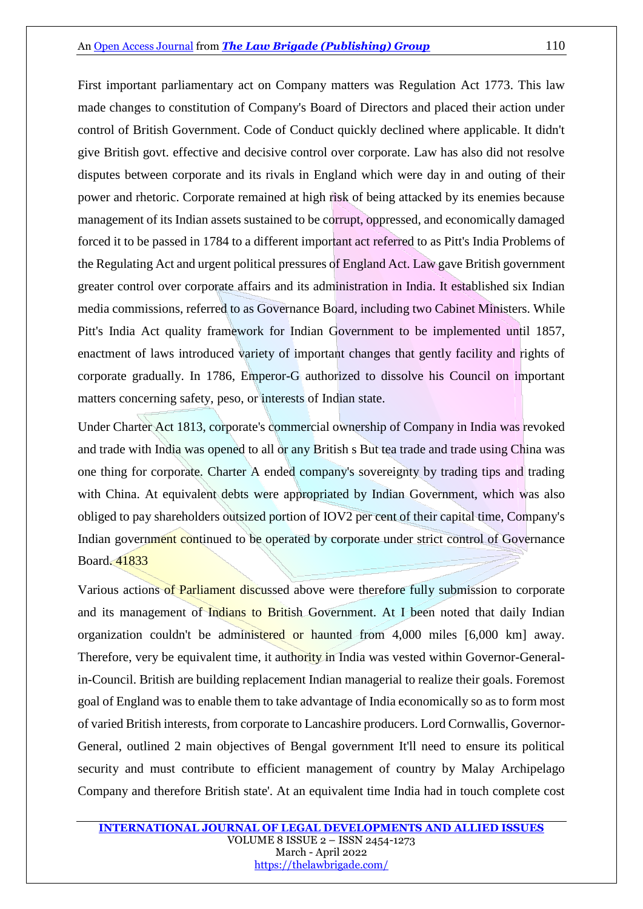First important parliamentary act on Company matters was Regulation Act 1773. This law made changes to constitution of Company's Board of Directors and placed their action under control of British Government. Code of Conduct quickly declined where applicable. It didn't give British govt. effective and decisive control over corporate. Law has also did not resolve disputes between corporate and its rivals in England which were day in and outing of their power and rhetoric. Corporate remained at high risk of being attacked by its enemies because management of its Indian assets sustained to be corrupt, oppressed, and economically damaged forced it to be passed in 1784 to a different important act referred to as Pitt's India Problems of the Regulating Act and urgent political pressures of England Act. Law gave British government greater control over corporate affairs and its administration in India. It established six Indian media commissions, referred to as Governance Board, including two Cabinet Ministers. While Pitt's India Act quality framework for Indian Government to be implemented until 1857, enactment of laws introduced variety of important changes that gently facility and rights of corporate gradually. In 1786, Emperor-G authorized to dissolve his Council on important matters concerning safety, peso, or interests of Indian state.

Under Charter Act 1813, corporate's commercial ownership of Company in India was revoked and trade with India was opened to all or any British s But tea trade and trade using China was one thing for corporate. Charter A ended company's sovereignty by trading tips and trading with China. At equivalent debts were appropriated by Indian Government, which was also obliged to pay shareholders outsized portion of IOV2 per cent of their capital time, Company's Indian government continued to be operated by corporate under strict control of Governance Board. 41833

Various actions of Parliament discussed above were therefore fully submission to corporate and its management of Indians to British Government. At I been noted that daily Indian organization couldn't be administered or haunted from 4,000 miles [6,000 km] away. Therefore, very be equivalent time, it authority in India was vested within Governor-General-in-Council. British are building replacement Indian managerial to realize their goals. Foremost goal of England was to enable them to take advantage of India economically so as to form most of varied British interests, from corporate to Lancashire producers. Lord Cornwallis, Governor-General, outlined 2 main objectives of Bengal government It'll need to ensure its political security and must contribute to efficient management of country by Malay Archipelago Company and therefore British state'. At an equivalent time India had in touch complete cost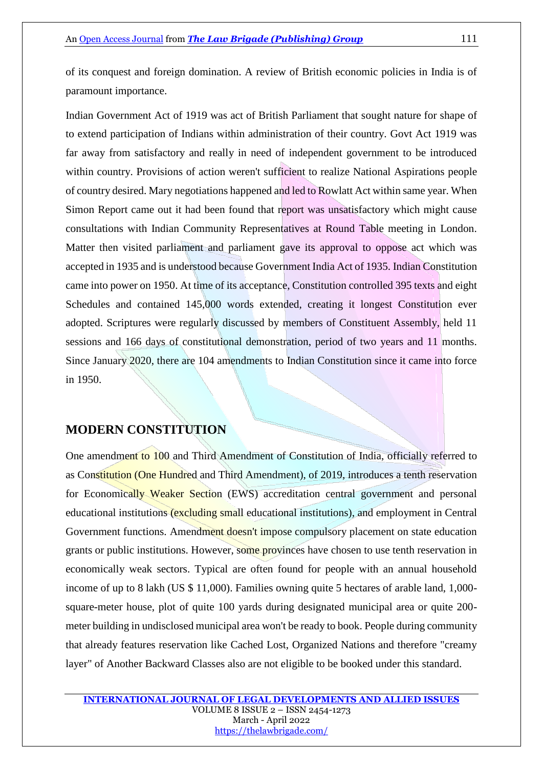of its conquest and foreign domination. A review of British economic policies in India is of paramount importance.

Indian Government Act of 1919 was act of British Parliament that sought nature for shape of to extend participation of Indians within administration of their country. Govt Act 1919 was far away from satisfactory and really in need of independent government to be introduced within country. Provisions of action weren't sufficient to realize National Aspirations people of country desired. Mary negotiations happened and led to Rowlatt Act within same year. When Simon Report came out it had been found that report was unsatisfactory which might cause consultations with Indian Community Representatives at Round Table meeting in London. Matter then visited parliament and parliament gave its approval to oppose act which was accepted in 1935 and is understood because Government India Act of 1935. Indian Constitution came into power on 1950. At time of its acceptance, Constitution controlled 395 texts and eight Schedules and contained 145,000 words extended, creating it longest Constitution ever adopted. Scriptures were regularly discussed by members of Constituent Assembly, held 11 sessions and 166 days of constitutional demonstration, period of two years and 11 months. Since January 2020, there are 104 amendments to Indian Constitution since it came into force in 1950.

## MODERN CONSTITUTION

One amendment to 100 and Third Amendment of Constitution of India, officially referred to as Constitution (One Hundred and Third Amendment), of 2019, introduces a tenth reservation for Economically Weaker Section (EWS) accreditation central government and personal educational institutions (excluding small educational institutions), and employment in Central Government functions. Amendment doesn't impose compulsory placement on state education grants or public institutions. However, some provinces have chosen to use tenth reservation in economically weak sectors. Typical are often found for people with an annual household income of up to 8 lakh (US $ 11,000). Families owning quite 5 hectares of arable land, 1,000-square-meter house, plot of quite 100 yards during designated municipal area or quite 200-meter building in undisclosed municipal area won't be ready to book. People during community that already features reservation like Cached Lost, Organized Nations and therefore "creamy layer" of Another Backward Classes also are not eligible to be booked under this standard.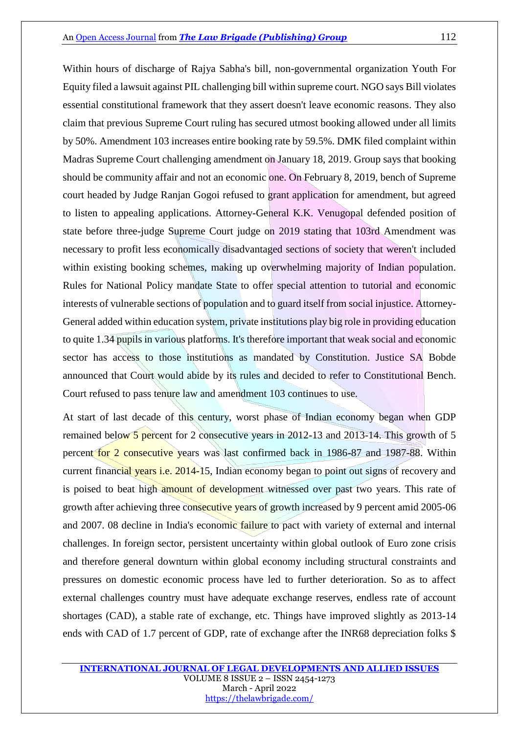Within hours of discharge of Rajya Sabha's bill, non-governmental organization Youth For Equity filed a lawsuit against PIL challenging bill within supreme court. NGO says Bill violates essential constitutional framework that they assert doesn't leave economic reasons. They also claim that previous Supreme Court ruling has secured utmost booking allowed under all limits by 50%. Amendment 103 increases entire booking rate by 59.5%. DMK filed complaint within Madras Supreme Court challenging amendment on January 18, 2019. Group says that booking should be community affair and not an economic one. On February 8, 2019, bench of Supreme court headed by Judge Ranjan Gogoi refused to grant application for amendment, but agreed to listen to appealing applications. Attorney-General K.K. Venugopal defended position of state before three-judge Supreme Court judge on 2019 stating that 103rd Amendment was necessary to profit less economically disadvantaged sections of society that weren't included within existing booking schemes, making up overwhelming majority of Indian population. Rules for National Policy mandate State to offer special attention to tutorial and economic interests of vulnerable sections of population and to guard itself from social injustice. Attorney-General added within education system, private institutions play big role in providing education to quite 1.34 pupils in various platforms. It's therefore important that weak social and economic sector has access to those institutions as mandated by Constitution. Justice SA Bobde announced that Court would abide by its rules and decided to refer to Constitutional Bench. Court refused to pass tenure law and amendment 103 continues to use.

At start of last decade of this century, worst phase of Indian economy began when GDP remained below 5 percent for 2 consecutive years in 2012-13 and 2013-14. This growth of 5 percent for 2 consecutive years was last confirmed back in 1986-87 and 1987-88. Within current financial years i.e. 2014-15, Indian economy began to point out signs of recovery and is poised to beat high amount of development witnessed over past two years. This rate of growth after achieving three consecutive years of growth increased by 9 percent amid 2005-06 and 2007. 08 decline in India's economic failure to pact with variety of external and internal challenges. In foreign sector, persistent uncertainty within global outlook of Euro zone crisis and therefore general downturn within global economy including structural constraints and pressures on domestic economic process have led to further deterioration. So as to affect external challenges country must have adequate exchange reserves, endless rate of account shortages (CAD), a stable rate of exchange, etc. Things have improved slightly as 2013-14 ends with CAD of 1.7 percent of GDP, rate of exchange after the INR68 depreciation folks $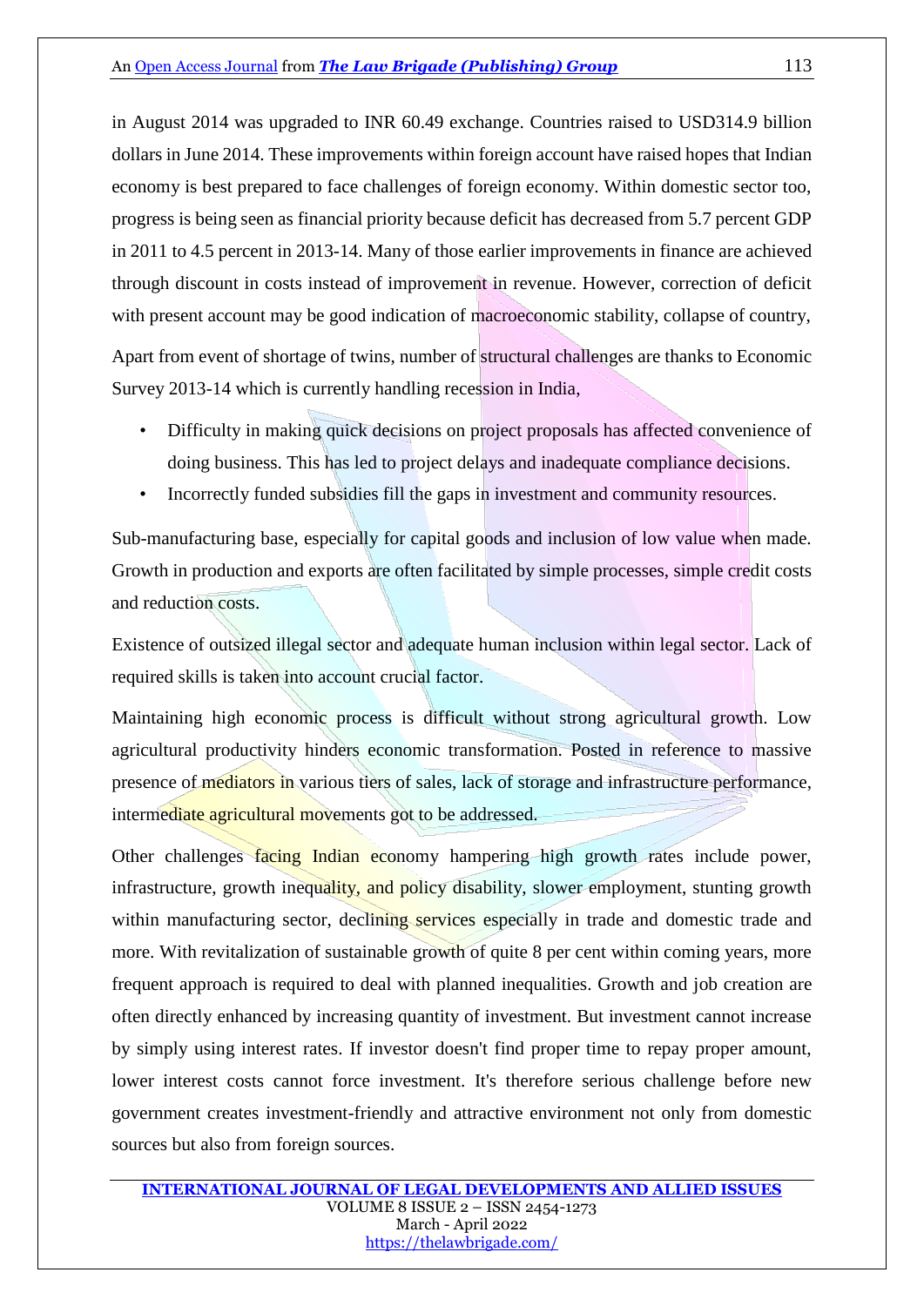in August 2014 was upgraded to INR 60.49 exchange. Countries raised to USD314.9 billion dollars in June 2014. These improvements within foreign account have raised hopes that Indian economy is best prepared to face challenges of foreign economy. Within domestic sector too, progress is being seen as financial priority because deficit has decreased from 5.7 percent GDP in 2011 to 4.5 percent in 2013-14. Many of those earlier improvements in finance are achieved through discount in costs instead of improvement in revenue. However, correction of deficit with present account may be good indication of macroeconomic stability, collapse of country,

Apart from event of shortage of twins, number of structural challenges are thanks to Economic Survey 2013-14 which is currently handling recession in India,

- Difficulty in making quick decisions on project proposals has affected convenience of doing business. This has led to project delays and inadequate compliance decisions.
- Incorrectly funded subsidies fill the gaps in investment and community resources.

Sub-manufacturing base, especially for capital goods and inclusion of low value when made. Growth in production and exports are often facilitated by simple processes, simple credit costs and reduction costs.

Existence of outsized illegal sector and adequate human inclusion within legal sector. Lack of required skills is taken into account crucial factor.

Maintaining high economic process is difficult without strong agricultural growth. Low agricultural productivity hinders economic transformation. Posted in reference to massive presence of mediators in various tiers of sales, lack of storage and infrastructure performance, intermediate agricultural movements got to be addressed.

Other challenges facing Indian economy hampering high growth rates include power, infrastructure, growth inequality, and policy disability, slower employment, stunting growth within manufacturing sector, declining services especially in trade and domestic trade and more. With revitalization of sustainable growth of quite 8 per cent within coming years, more frequent approach is required to deal with planned inequalities. Growth and job creation are often directly enhanced by increasing quantity of investment. But investment cannot increase by simply using interest rates. If investor doesn't find proper time to repay proper amount, lower interest costs cannot force investment. It's therefore serious challenge before new government creates investment-friendly and attractive environment not only from domestic sources but also from foreign sources.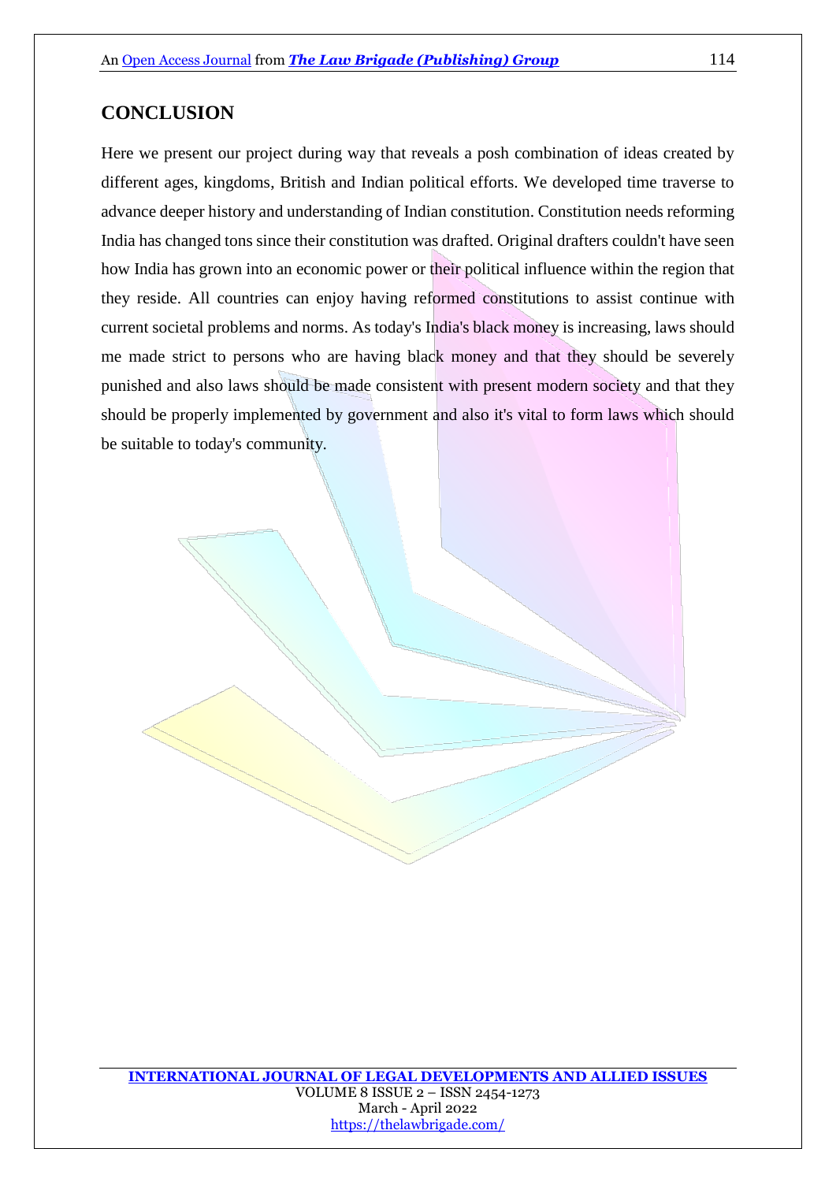## CONCLUSION

Here we present our project during way that reveals a posh combination of ideas created by different ages, kingdoms, British and Indian political efforts. We developed time traverse to advance deeper history and understanding of Indian constitution. Constitution needs reforming India has changed tons since their constitution was drafted. Original drafters couldn't have seen how India has grown into an economic power or their political influence within the region that they reside. All countries can enjoy having reformed constitutions to assist continue with current societal problems and norms. As today's India's black money is increasing, laws should me made strict to persons who are having black money and that they should be severely punished and also laws should be made consistent with present modern society and that they should be properly implemented by government and also it's vital to form laws which should be suitable to today's community.